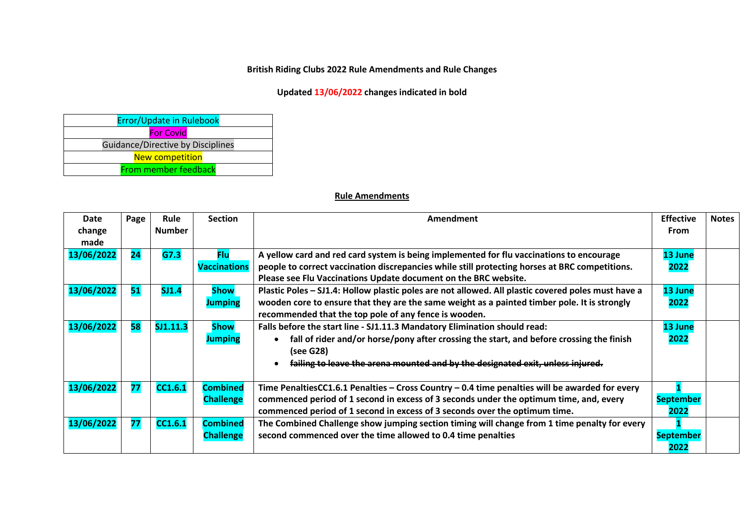**British Riding Clubs 2022 Rule Amendments and Rule Changes**

**Updated 13/06/2022 changes indicated in bold**

| |
|---|
| Error/Update in Rulebook |
| For Covid |
| Guidance/Directive by Disciplines |
| New competition |
| From member feedback |

**Rule Amendments**

| Date change made | Page | Rule Number | Section | Amendment | Effective From | Notes |
|---|---|---|---|---|---|---|
| **13/06/2022** | **24** | **G7.3** | **Flu Vaccinations** | **A yellow card and red card system is being implemented for flu vaccinations to encourage people to correct vaccination discrepancies while still protecting horses at BRC competitions. Please see Flu Vaccinations Update document on the BRC website.** | **13 June 2022** | |
| **13/06/2022** | **51** | **SJ1.4** | **Show Jumping** | **Plastic Poles – SJ1.4: Hollow plastic poles are not allowed. All plastic covered poles must have a wooden core to ensure that they are the same weight as a painted timber pole. It is strongly recommended that the top pole of any fence is wooden.** | **13 June 2022** | |
| **13/06/2022** | **58** | **SJ1.11.3** | **Show Jumping** | **Falls before the start line - SJ1.11.3 Mandatory Elimination should read:** <br>• **fall of rider and/or horse/pony after crossing the start, and before crossing the finish (see G28)** <br>• ~~**failing to leave the arena mounted and by the designated exit, unless injured.**~~ | **13 June 2022** | |
| **13/06/2022** | **77** | **CC1.6.1** | **Combined Challenge** | **Time PenaltiesCC1.6.1 Penalties – Cross Country – 0.4 time penalties will be awarded for every commenced period of 1 second in excess of 3 seconds under the optimum time, and, every commenced period of 1 second in excess of 3 seconds over the optimum time.** | **1 September 2022** | |
| **13/06/2022** | **77** | **CC1.6.1** | **Combined Challenge** | **The Combined Challenge show jumping section timing will change from 1 time penalty for every second commenced over the time allowed to 0.4 time penalties** | **1 September 2022** | |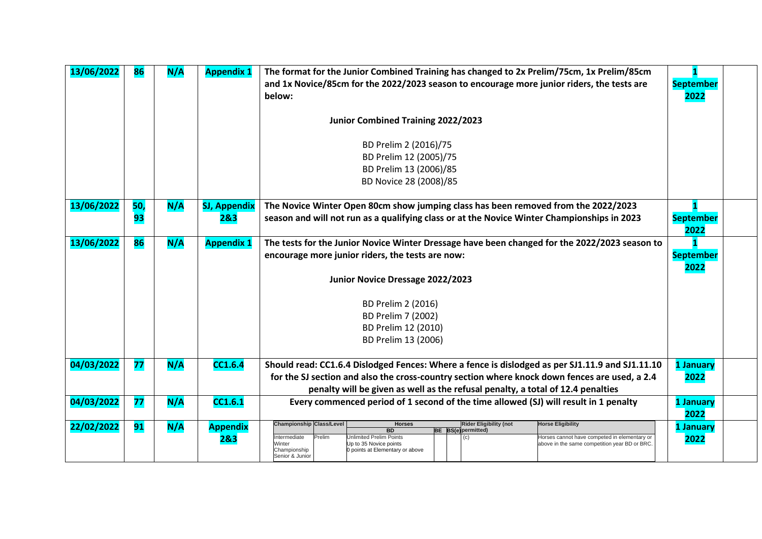| 13/06/2022 | 86 | N/A | Appendix 1 | The format for the Junior Combined Training has changed to 2x Prelim/75cm, 1x Prelim/85cm and 1x Novice/85cm for the 2022/2023 season to encourage more junior riders, the tests are below:<br><br>**Junior Combined Training 2022/2023**<br><br>BD Prelim 2 (2016)/75<br>BD Prelim 12 (2005)/75<br>BD Prelim 13 (2006)/85<br>BD Novice 28 (2008)/85 | 1 September 2022 | |
|---|---|---|---|---|---|---|
| 13/06/2022 | 50, 93 | N/A | SJ, Appendix 2&3 | The Novice Winter Open 80cm show jumping class has been removed from the 2022/2023 season and will not run as a qualifying class or at the Novice Winter Championships in 2023 | 1 September 2022 | |
| 13/06/2022 | 86 | N/A | Appendix 1 | The tests for the Junior Novice Winter Dressage have been changed for the 2022/2023 season to encourage more junior riders, the tests are now:<br><br>**Junior Novice Dressage 2022/2023**<br><br>BD Prelim 2 (2016)<br>BD Prelim 7 (2002)<br>BD Prelim 12 (2010)<br>BD Prelim 13 (2006) | 1 September 2022 | |
| 04/03/2022 | 77 | N/A | CC1.6.4 | Should read: CC1.6.4 Dislodged Fences: Where a fence is dislodged as per SJ1.11.9 and SJ1.11.10 for the SJ section and also the cross-country section where knock down fences are used, a 2.4 penalty will be given as well as the refusal penalty, a total of 12.4 penalties | 1 January 2022 | |
| 04/03/2022 | 77 | N/A | CC1.6.1 | Every commenced period of 1 second of the time allowed (SJ) will result in 1 penalty | 1 January 2022 | |
| 22/02/2022 | 91 | N/A | Appendix 2&3 | **Championship** / **Class/Level** / **Horses BD** / **BE** / **BS(e)** / **Rider Eligibility (not permitted)** / **Horse Eligibility**<br>Intermediate Winter Championship Senior & Junior / Prelim / Unlimited Prelim Points, Up to 35 Novice points, 0 points at Elementary or above / / / (c) / Horses cannot have competed in elementary or above in the same competition year BD or BRC. | 1 January 2022 | |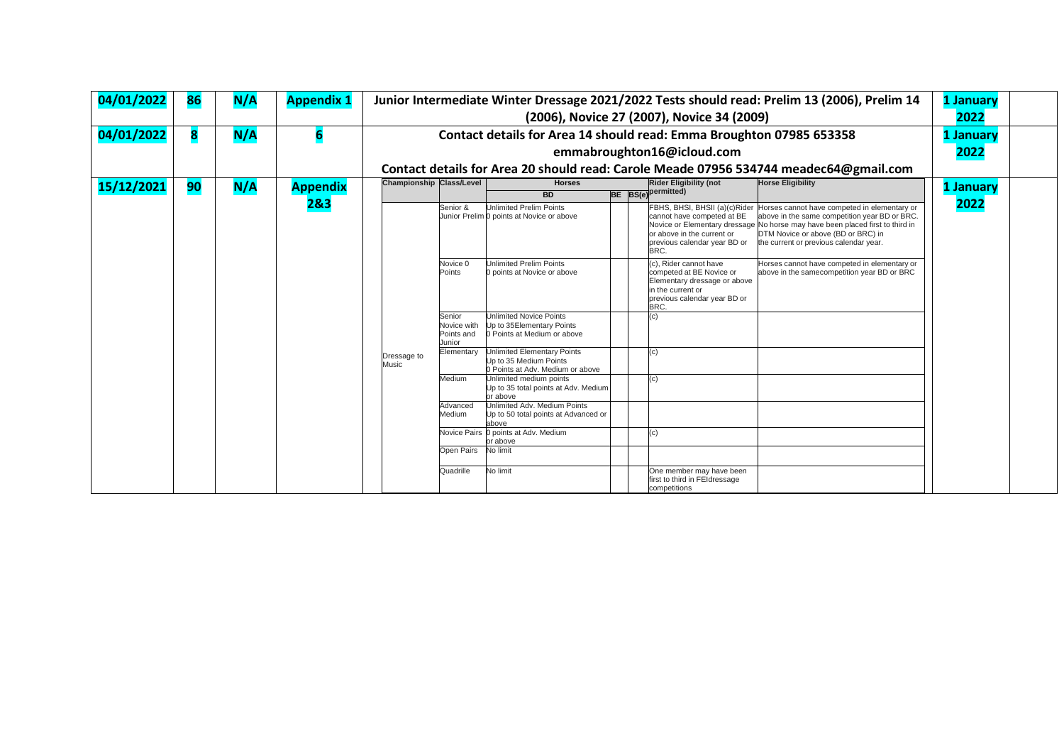| | | | | | | |
|---|---|---|---|---|---|---|
| 04/01/2022 | 86 | N/A | Appendix 1 | Junior Intermediate Winter Dressage 2021/2022 Tests should read: Prelim 13 (2006), Prelim 14 (2006), Novice 27 (2007), Novice 34 (2009) | 1 January 2022 | |
| 04/01/2022 | 8 | N/A | 6 | Contact details for Area 14 should read: Emma Broughton 07985 653358 emmabroughton16@icloud.com<br>Contact details for Area 20 should read: Carole Meade 07956 534744 meadec64@gmail.com | 1 January 2022 | |
| 15/12/2021 | 90 | N/A | Appendix 2&3 | See table below | 1 January 2022 | |

| Championship | Class/Level | Horses BD | BE | BS(e) | Rider Eligibility (not permitted) | Horse Eligibility |
|---|---|---|---|---|---|---|
| Dressage to Music | Senior & Junior Prelim | Unlimited Prelim Points<br>0 points at Novice or above | | | FBHS, BHSI, BHSII (a)(c)Rider cannot have competed at BE Novice or Elementary dressage or above in the current or previous calendar year BD or BRC. | Horses cannot have competed in elementary or above in the same competition year BD or BRC. No horse may have been placed first to third in DTM Novice or above (BD or BRC) in the current or previous calendar year. |
| | Novice 0 Points | Unlimited Prelim Points<br>0 points at Novice or above | | | (c), Rider cannot have competed at BE Novice or Elementary dressage or above in the current or previous calendar year BD or BRC. | Horses cannot have competed in elementary or above in the samecompetition year BD or BRC |
| | Senior Novice with Points and Junior | Unlimited Novice Points<br>Up to 35Elementary Points<br>0 Points at Medium or above | | | (c) | |
| | Elementary | Unlimited Elementary Points<br>Up to 35 Medium Points<br>0 Points at Adv. Medium or above | | | (c) | |
| | Medium | Unlimited medium points<br>Up to 35 total points at Adv. Medium or above | | | (c) | |
| | Advanced Medium | Unlimited Adv. Medium Points<br>Up to 50 total points at Advanced or above | | | | |
| | Novice Pairs | 0 points at Adv. Medium or above | | | (c) | |
| | Open Pairs | No limit | | | | |
| | Quadrille | No limit | | | One member may have been first to third in FEIdressage competitions | |